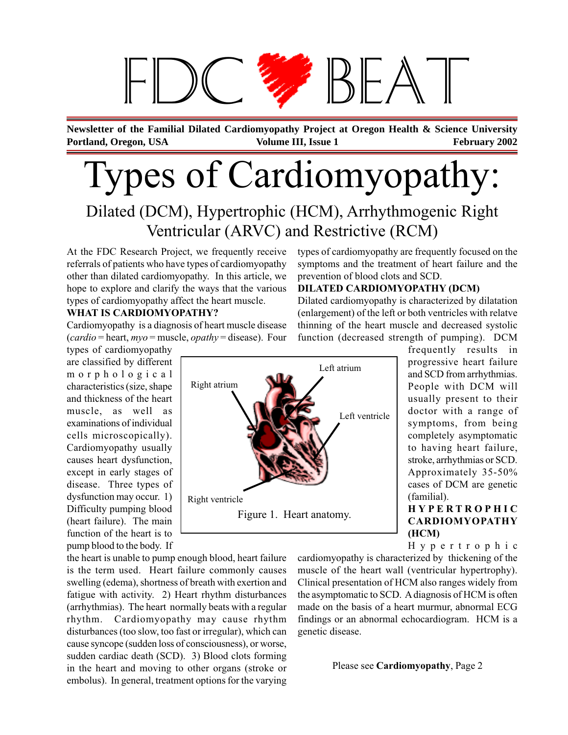# FDC BEAT

**Newsletter of the Familial Dilated Cardiomyopathy Project at Oregon Health & Science University**
**Portland, Oregon, USA** **Volume III, Issue 1** **February 2002**

# Types of Cardiomyopathy:

## Dilated (DCM), Hypertrophic (HCM), Arrhythmogenic Right Ventricular (ARVC) and Restrictive (RCM)

At the FDC Research Project, we frequently receive referrals of patients who have types of cardiomyopathy other than dilated cardiomyopathy. In this article, we hope to explore and clarify the ways that the various types of cardiomyopathy affect the heart muscle.

**WHAT IS CARDIOMYOPATHY?**

Cardiomyopathy is a diagnosis of heart muscle disease (*cardio* = heart, *myo* = muscle, *opathy* = disease). Four types of cardiomyopathy are classified by different morphological characteristics (size, shape and thickness of the heart muscle, as well as examinations of individual cells microscopically). Cardiomyopathy usually causes heart dysfunction, except in early stages of disease. Three types of dysfunction may occur. 1) Difficulty pumping blood (heart failure). The main function of the heart is to pump blood to the body. If the heart is unable to pump enough blood, heart failure is the term used. Heart failure commonly causes swelling (edema), shortness of breath with exertion and fatigue with activity. 2) Heart rhythm disturbances (arrhythmias). The heart normally beats with a regular rhythm. Cardiomyopathy may cause rhythm disturbances (too slow, too fast or irregular), which can cause syncope (sudden loss of consciousness), or worse, sudden cardiac death (SCD). 3) Blood clots forming in the heart and moving to other organs (stroke or embolus). In general, treatment options for the varying types of cardiomyopathy are frequently focused on the symptoms and the treatment of heart failure and the prevention of blood clots and SCD.

Left atrium
Right atrium
Left ventricle
Right ventricle

Figure 1. Heart anatomy.

**DILATED CARDIOMYOPATHY (DCM)**

Dilated cardiomyopathy is characterized by dilatation (enlargement) of the left or both ventricles with relatve thinning of the heart muscle and decreased systolic function (decreased strength of pumping). DCM frequently results in progressive heart failure and SCD from arrhythmias. People with DCM will usually present to their doctor with a range of symptoms, from being completely asymptomatic to having heart failure, stroke, arrhythmias or SCD. Approximately 35-50% cases of DCM are genetic (familial).

**HYPERTROPHIC CARDIOMYOPATHY (HCM)**

Hypertrophic cardiomyopathy is characterized by thickening of the muscle of the heart wall (ventricular hypertrophy). Clinical presentation of HCM also ranges widely from the asymptomatic to SCD. A diagnosis of HCM is often made on the basis of a heart murmur, abnormal ECG findings or an abnormal echocardiogram. HCM is a genetic disease.

Please see **Cardiomyopathy**, Page 2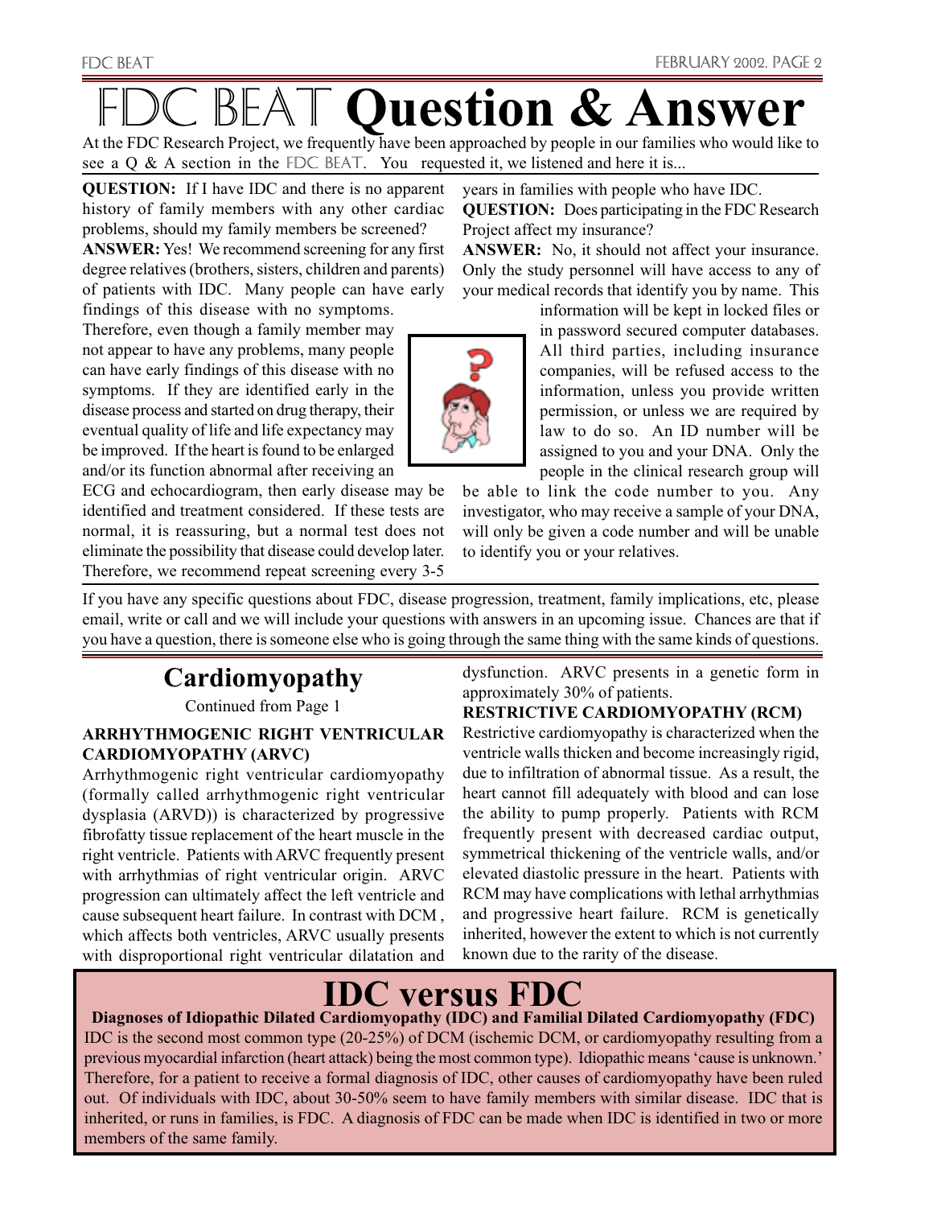# FDC BEAT **Question & Answer**

At the FDC Research Project, we frequently have been approached by people in our families who would like to see a Q & A section in the FDC BEAT. You requested it, we listened and here it is...

**QUESTION:** If I have IDC and there is no apparent history of family members with any other cardiac problems, should my family members be screened?

**ANSWER:** Yes! We recommend screening for any first degree relatives (brothers, sisters, children and parents) of patients with IDC. Many people can have early findings of this disease with no symptoms. Therefore, even though a family member may not appear to have any problems, many people can have early findings of this disease with no symptoms. If they are identified early in the disease process and started on drug therapy, their eventual quality of life and life expectancy may be improved. If the heart is found to be enlarged and/or its function abnormal after receiving an ECG and echocardiogram, then early disease may be identified and treatment considered. If these tests are normal, it is reassuring, but a normal test does not eliminate the possibility that disease could develop later. Therefore, we recommend repeat screening every 3-5 years in families with people who have IDC.

**QUESTION:** Does participating in the FDC Research Project affect my insurance?

**ANSWER:** No, it should not affect your insurance. Only the study personnel will have access to any of your medical records that identify you by name. This information will be kept in locked files or in password secured computer databases. All third parties, including insurance companies, will be refused access to the information, unless you provide written permission, or unless we are required by law to do so. An ID number will be assigned to you and your DNA. Only the people in the clinical research group will be able to link the code number to you. Any investigator, who may receive a sample of your DNA, will only be given a code number and will be unable to identify you or your relatives.

If you have any specific questions about FDC, disease progression, treatment, family implications, etc, please email, write or call and we will include your questions with answers in an upcoming issue. Chances are that if you have a question, there is someone else who is going through the same thing with the same kinds of questions.

## Cardiomyopathy

Continued from Page 1

### ARRHYTHMOGENIC RIGHT VENTRICULAR CARDIOMYOPATHY (ARVC)

Arrhythmogenic right ventricular cardiomyopathy (formally called arrhythmogenic right ventricular dysplasia (ARVD)) is characterized by progressive fibrofatty tissue replacement of the heart muscle in the right ventricle. Patients with ARVC frequently present with arrhythmias of right ventricular origin. ARVC progression can ultimately affect the left ventricle and cause subsequent heart failure. In contrast with DCM , which affects both ventricles, ARVC usually presents with disproportional right ventricular dilatation and dysfunction. ARVC presents in a genetic form in approximately 30% of patients.

### RESTRICTIVE CARDIOMYOPATHY (RCM)

Restrictive cardiomyopathy is characterized when the ventricle walls thicken and become increasingly rigid, due to infiltration of abnormal tissue. As a result, the heart cannot fill adequately with blood and can lose the ability to pump properly. Patients with RCM frequently present with decreased cardiac output, symmetrical thickening of the ventricle walls, and/or elevated diastolic pressure in the heart. Patients with RCM may have complications with lethal arrhythmias and progressive heart failure. RCM is genetically inherited, however the extent to which is not currently known due to the rarity of the disease.

## IDC versus FDC

**Diagnoses of Idiopathic Dilated Cardiomyopathy (IDC) and Familial Dilated Cardiomyopathy (FDC)**

IDC is the second most common type (20-25%) of DCM (ischemic DCM, or cardiomyopathy resulting from a previous myocardial infarction (heart attack) being the most common type). Idiopathic means 'cause is unknown.' Therefore, for a patient to receive a formal diagnosis of IDC, other causes of cardiomyopathy have been ruled out. Of individuals with IDC, about 30-50% seem to have family members with similar disease. IDC that is inherited, or runs in families, is FDC. A diagnosis of FDC can be made when IDC is identified in two or more members of the same family.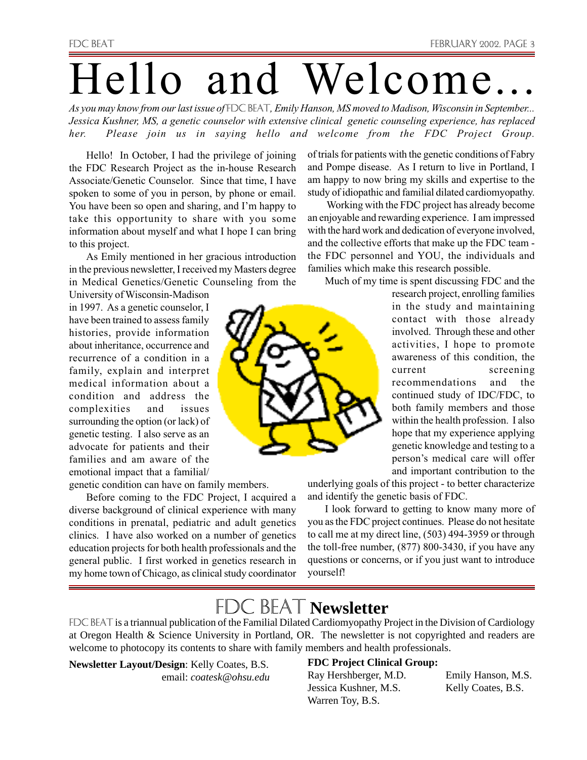# Hello and Welcome...

*As you may know from our last issue of FDC BEAT, Emily Hanson, MS moved to Madison, Wisconsin in September... Jessica Kushner, MS, a genetic counselor with extensive clinical genetic counseling experience, has replaced her. Please join us in saying hello and welcome from the FDC Project Group.*

Hello! In October, I had the privilege of joining the FDC Research Project as the in-house Research Associate/Genetic Counselor. Since that time, I have spoken to some of you in person, by phone or email. You have been so open and sharing, and I'm happy to take this opportunity to share with you some information about myself and what I hope I can bring to this project.

As Emily mentioned in her gracious introduction in the previous newsletter, I received my Masters degree in Medical Genetics/Genetic Counseling from the University of Wisconsin-Madison in 1997. As a genetic counselor, I have been trained to assess family histories, provide information about inheritance, occurrence and recurrence of a condition in a family, explain and interpret medical information about a condition and address the complexities and issues surrounding the option (or lack) of genetic testing. I also serve as an advocate for patients and their families and am aware of the emotional impact that a familial/genetic condition can have on family members.

Before coming to the FDC Project, I acquired a diverse background of clinical experience with many conditions in prenatal, pediatric and adult genetics clinics. I have also worked on a number of genetics education projects for both health professionals and the general public. I first worked in genetics research in my home town of Chicago, as clinical study coordinator of trials for patients with the genetic conditions of Fabry and Pompe disease. As I return to live in Portland, I am happy to now bring my skills and expertise to the study of idiopathic and familial dilated cardiomyopathy.

Working with the FDC project has already become an enjoyable and rewarding experience. I am impressed with the hard work and dedication of everyone involved, and the collective efforts that make up the FDC team - the FDC personnel and YOU, the individuals and families which make this research possible.

Much of my time is spent discussing FDC and the research project, enrolling families in the study and maintaining contact with those already involved. Through these and other activities, I hope to promote awareness of this condition, the current screening recommendations and the continued study of IDC/FDC, to both family members and those within the health profession. I also hope that my experience applying genetic knowledge and testing to a person's medical care will offer and important contribution to the underlying goals of this project - to better characterize and identify the genetic basis of FDC.

I look forward to getting to know many more of you as the FDC project continues. Please do not hesitate to call me at my direct line, (503) 494-3959 or through the toll-free number, (877) 800-3430, if you have any questions or concerns, or if you just want to introduce yourself!

## FDC BEAT Newsletter

FDC BEAT is a triannual publication of the Familial Dilated Cardiomyopathy Project in the Division of Cardiology at Oregon Health & Science University in Portland, OR. The newsletter is not copyrighted and readers are welcome to photocopy its contents to share with family members and health professionals.

**Newsletter Layout/Design**: Kelly Coates, B.S.
email: *coatesk@ohsu.edu*

**FDC Project Clinical Group:**

Ray Hershberger, M.D.
Jessica Kushner, M.S.
Warren Toy, B.S.
Emily Hanson, M.S.
Kelly Coates, B.S.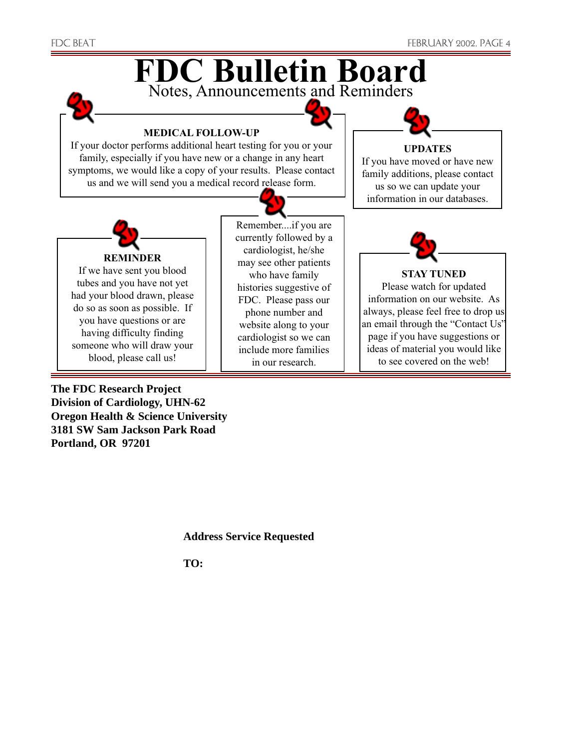# FDC Bulletin Board

Notes, Announcements and Reminders

**MEDICAL FOLLOW-UP**

If your doctor performs additional heart testing for you or your family, especially if you have new or a change in any heart symptoms, we would like a copy of your results. Please contact us and we will send you a medical record release form.

**UPDATES**

If you have moved or have new family additions, please contact us so we can update your information in our databases.

**REMINDER**

If we have sent you blood tubes and you have not yet had your blood drawn, please do so as soon as possible. If you have questions or are having difficulty finding someone who will draw your blood, please call us!

Remember....if you are currently followed by a cardiologist, he/she may see other patients who have family histories suggestive of FDC. Please pass our phone number and website along to your cardiologist so we can include more families in our research.

**STAY TUNED**

Please watch for updated information on our website. As always, please feel free to drop us an email through the "Contact Us" page if you have suggestions or ideas of material you would like to see covered on the web!

**The FDC Research Project**
**Division of Cardiology, UHN-62**
**Oregon Health & Science University**
**3181 SW Sam Jackson Park Road**
**Portland, OR 97201**

**Address Service Requested**

**TO:**